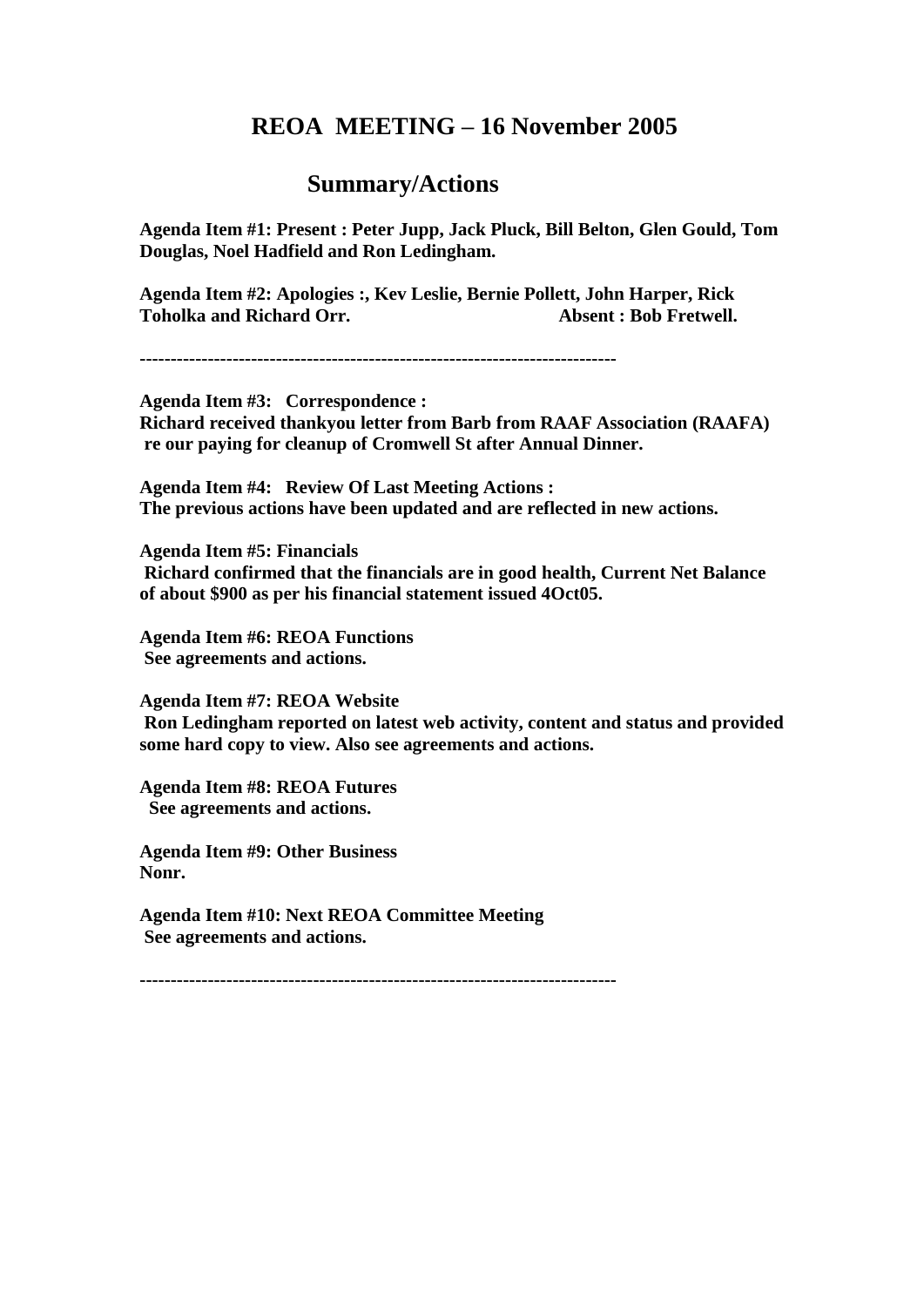# REOA MEETING – 16 November 2005

## Summary/Actions

**Agenda Item #1: Present : Peter Jupp, Jack Pluck, Bill Belton, Glen Gould, Tom Douglas, Noel Hadfield and Ron Ledingham.**

**Agenda Item #2: Apologies :, Kev Leslie, Bernie Pollett, John Harper, Rick Toholka and Richard Orr. Absent : Bob Fretwell.**

---

**Agenda Item #3: Correspondence :**
**Richard received thankyou letter from Barb from RAAF Association (RAAFA) re our paying for cleanup of Cromwell St after Annual Dinner.**

**Agenda Item #4: Review Of Last Meeting Actions :**
**The previous actions have been updated and are reflected in new actions.**

**Agenda Item #5: Financials**
**Richard confirmed that the financials are in good health, Current Net Balance of about $900 as per his financial statement issued 4Oct05.**

**Agenda Item #6: REOA Functions**
**See agreements and actions.**

**Agenda Item #7: REOA Website**
**Ron Ledingham reported on latest web activity, content and status and provided some hard copy to view. Also see agreements and actions.**

**Agenda Item #8: REOA Futures**
**See agreements and actions.**

**Agenda Item #9: Other Business**
**Nonr.**

**Agenda Item #10: Next REOA Committee Meeting**
**See agreements and actions.**

---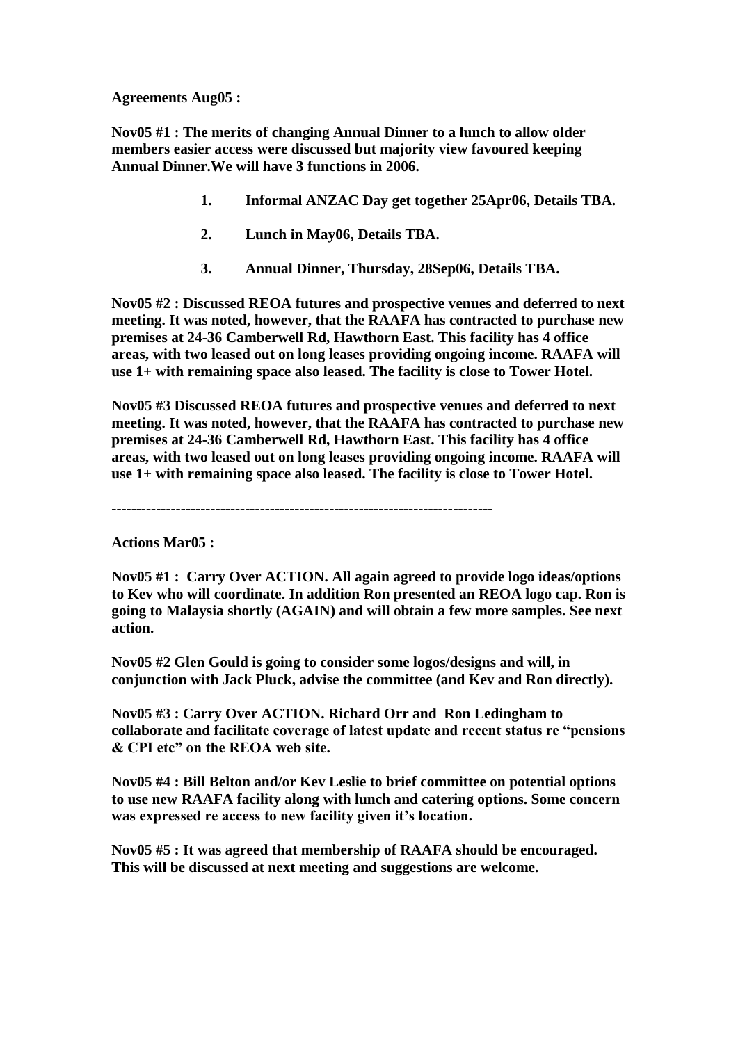**Agreements Aug05 :**

**Nov05 #1 : The merits of changing Annual Dinner to a lunch to allow older members easier access were discussed but majority view favoured keeping Annual Dinner.We will have 3 functions in 2006.**

1. **Informal ANZAC Day get together 25Apr06, Details TBA.**
2. **Lunch in May06, Details TBA.**
3. **Annual Dinner, Thursday, 28Sep06, Details TBA.**

**Nov05 #2 : Discussed REOA futures and prospective venues and deferred to next meeting. It was noted, however, that the RAAFA has contracted to purchase new premises at 24-36 Camberwell Rd, Hawthorn East. This facility has 4 office areas, with two leased out on long leases providing ongoing income. RAAFA will use 1+ with remaining space also leased. The facility is close to Tower Hotel.**

**Nov05 #3 Discussed REOA futures and prospective venues and deferred to next meeting. It was noted, however, that the RAAFA has contracted to purchase new premises at 24-36 Camberwell Rd, Hawthorn East. This facility has 4 office areas, with two leased out on long leases providing ongoing income. RAAFA will use 1+ with remaining space also leased. The facility is close to Tower Hotel.**

---

**Actions Mar05 :**

**Nov05 #1 : Carry Over ACTION. All again agreed to provide logo ideas/options to Kev who will coordinate. In addition Ron presented an REOA logo cap. Ron is going to Malaysia shortly (AGAIN) and will obtain a few more samples. See next action.**

**Nov05 #2 Glen Gould is going to consider some logos/designs and will, in conjunction with Jack Pluck, advise the committee (and Kev and Ron directly).**

**Nov05 #3 : Carry Over ACTION. Richard Orr and Ron Ledingham to collaborate and facilitate coverage of latest update and recent status re "pensions & CPI etc" on the REOA web site.**

**Nov05 #4 : Bill Belton and/or Kev Leslie to brief committee on potential options to use new RAAFA facility along with lunch and catering options. Some concern was expressed re access to new facility given it's location.**

**Nov05 #5 : It was agreed that membership of RAAFA should be encouraged. This will be discussed at next meeting and suggestions are welcome.**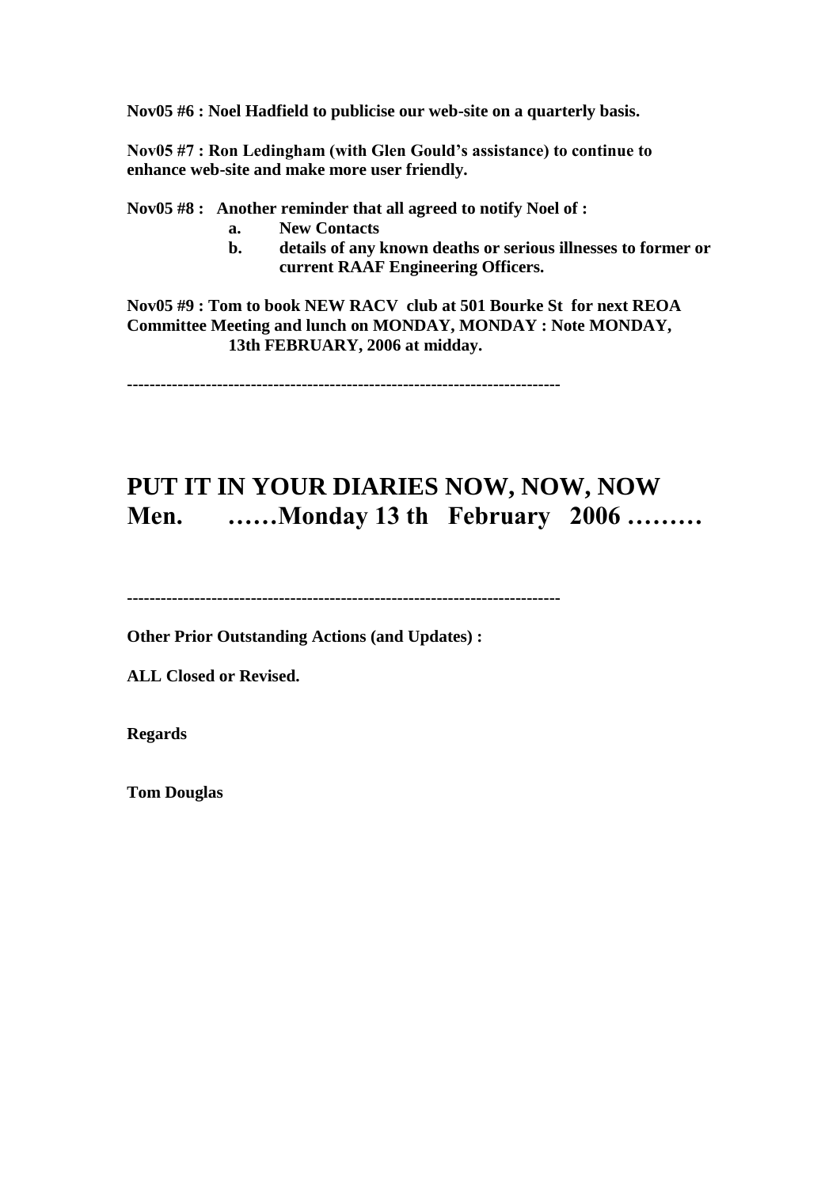**Nov05 #6 : Noel Hadfield to publicise our web-site on a quarterly basis.**

**Nov05 #7 : Ron Ledingham (with Glen Gould's assistance) to continue to enhance web-site and make more user friendly.**

**Nov05 #8 : Another reminder that all agreed to notify Noel of :**

- **a. New Contacts**
- **b. details of any known deaths or serious illnesses to former or current RAAF Engineering Officers.**

**Nov05 #9 : Tom to book NEW RACV club at 501 Bourke St for next REOA Committee Meeting and lunch on MONDAY, MONDAY : Note MONDAY, 13th FEBRUARY, 2006 at midday.**

---------------------------------------------------------------------------

# PUT IT IN YOUR DIARIES NOW, NOW, NOW Men. ……Monday 13 th February 2006 ………

---------------------------------------------------------------------------

**Other Prior Outstanding Actions (and Updates) :**

**ALL Closed or Revised.**

**Regards**

**Tom Douglas**